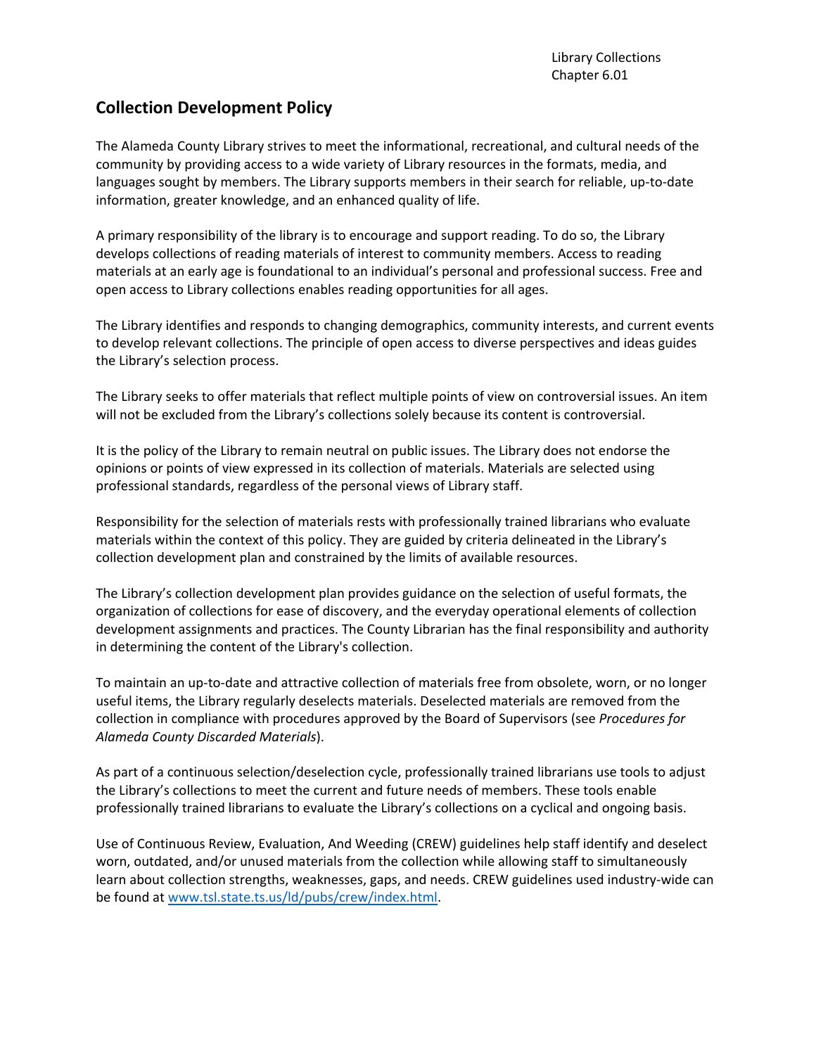Library Collections
Chapter 6.01

## Collection Development Policy

The Alameda County Library strives to meet the informational, recreational, and cultural needs of the community by providing access to a wide variety of Library resources in the formats, media, and languages sought by members. The Library supports members in their search for reliable, up-to-date information, greater knowledge, and an enhanced quality of life.

A primary responsibility of the library is to encourage and support reading. To do so, the Library develops collections of reading materials of interest to community members. Access to reading materials at an early age is foundational to an individual's personal and professional success. Free and open access to Library collections enables reading opportunities for all ages.

The Library identifies and responds to changing demographics, community interests, and current events to develop relevant collections. The principle of open access to diverse perspectives and ideas guides the Library's selection process.

The Library seeks to offer materials that reflect multiple points of view on controversial issues. An item will not be excluded from the Library's collections solely because its content is controversial.

It is the policy of the Library to remain neutral on public issues. The Library does not endorse the opinions or points of view expressed in its collection of materials. Materials are selected using professional standards, regardless of the personal views of Library staff.

Responsibility for the selection of materials rests with professionally trained librarians who evaluate materials within the context of this policy. They are guided by criteria delineated in the Library's collection development plan and constrained by the limits of available resources.

The Library's collection development plan provides guidance on the selection of useful formats, the organization of collections for ease of discovery, and the everyday operational elements of collection development assignments and practices. The County Librarian has the final responsibility and authority in determining the content of the Library's collection.

To maintain an up-to-date and attractive collection of materials free from obsolete, worn, or no longer useful items, the Library regularly deselects materials. Deselected materials are removed from the collection in compliance with procedures approved by the Board of Supervisors (see *Procedures for Alameda County Discarded Materials*).

As part of a continuous selection/deselection cycle, professionally trained librarians use tools to adjust the Library's collections to meet the current and future needs of members. These tools enable professionally trained librarians to evaluate the Library's collections on a cyclical and ongoing basis.

Use of Continuous Review, Evaluation, And Weeding (CREW) guidelines help staff identify and deselect worn, outdated, and/or unused materials from the collection while allowing staff to simultaneously learn about collection strengths, weaknesses, gaps, and needs. CREW guidelines used industry-wide can be found at www.tsl.state.ts.us/ld/pubs/crew/index.html.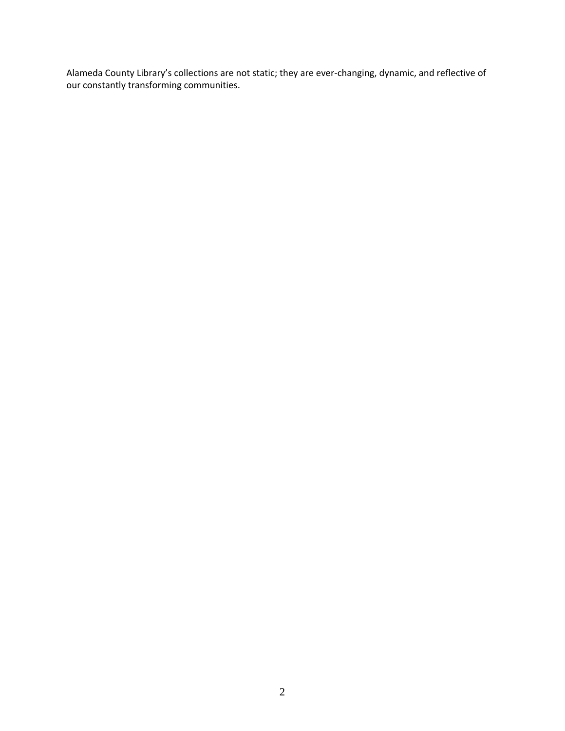Alameda County Library's collections are not static; they are ever-changing, dynamic, and reflective of our constantly transforming communities.